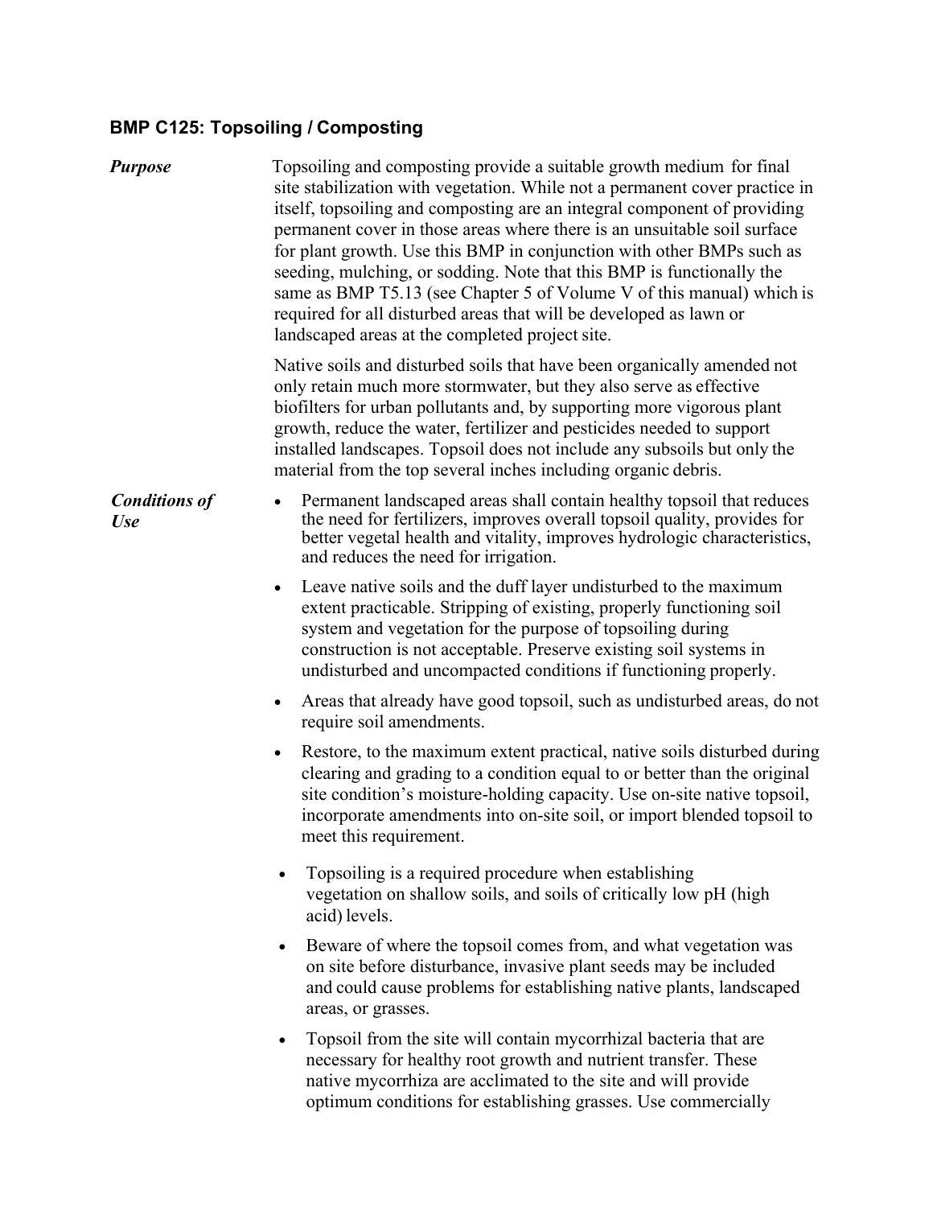### BMP C125: Topsoiling / Composting

***Purpose***

Topsoiling and composting provide a suitable growth medium for final site stabilization with vegetation. While not a permanent cover practice in itself, topsoiling and composting are an integral component of providing permanent cover in those areas where there is an unsuitable soil surface for plant growth. Use this BMP in conjunction with other BMPs such as seeding, mulching, or sodding. Note that this BMP is functionally the same as BMP T5.13 (see Chapter 5 of Volume V of this manual) which is required for all disturbed areas that will be developed as lawn or landscaped areas at the completed project site.

Native soils and disturbed soils that have been organically amended not only retain much more stormwater, but they also serve as effective biofilters for urban pollutants and, by supporting more vigorous plant growth, reduce the water, fertilizer and pesticides needed to support installed landscapes. Topsoil does not include any subsoils but only the material from the top several inches including organic debris.

***Conditions of Use***

- Permanent landscaped areas shall contain healthy topsoil that reduces the need for fertilizers, improves overall topsoil quality, provides for better vegetal health and vitality, improves hydrologic characteristics, and reduces the need for irrigation.
- Leave native soils and the duff layer undisturbed to the maximum extent practicable. Stripping of existing, properly functioning soil system and vegetation for the purpose of topsoiling during construction is not acceptable. Preserve existing soil systems in undisturbed and uncompacted conditions if functioning properly.
- Areas that already have good topsoil, such as undisturbed areas, do not require soil amendments.
- Restore, to the maximum extent practical, native soils disturbed during clearing and grading to a condition equal to or better than the original site condition's moisture-holding capacity. Use on-site native topsoil, incorporate amendments into on-site soil, or import blended topsoil to meet this requirement.
- Topsoiling is a required procedure when establishing vegetation on shallow soils, and soils of critically low pH (high acid) levels.
- Beware of where the topsoil comes from, and what vegetation was on site before disturbance, invasive plant seeds may be included and could cause problems for establishing native plants, landscaped areas, or grasses.
- Topsoil from the site will contain mycorrhizal bacteria that are necessary for healthy root growth and nutrient transfer. These native mycorrhiza are acclimated to the site and will provide optimum conditions for establishing grasses. Use commercially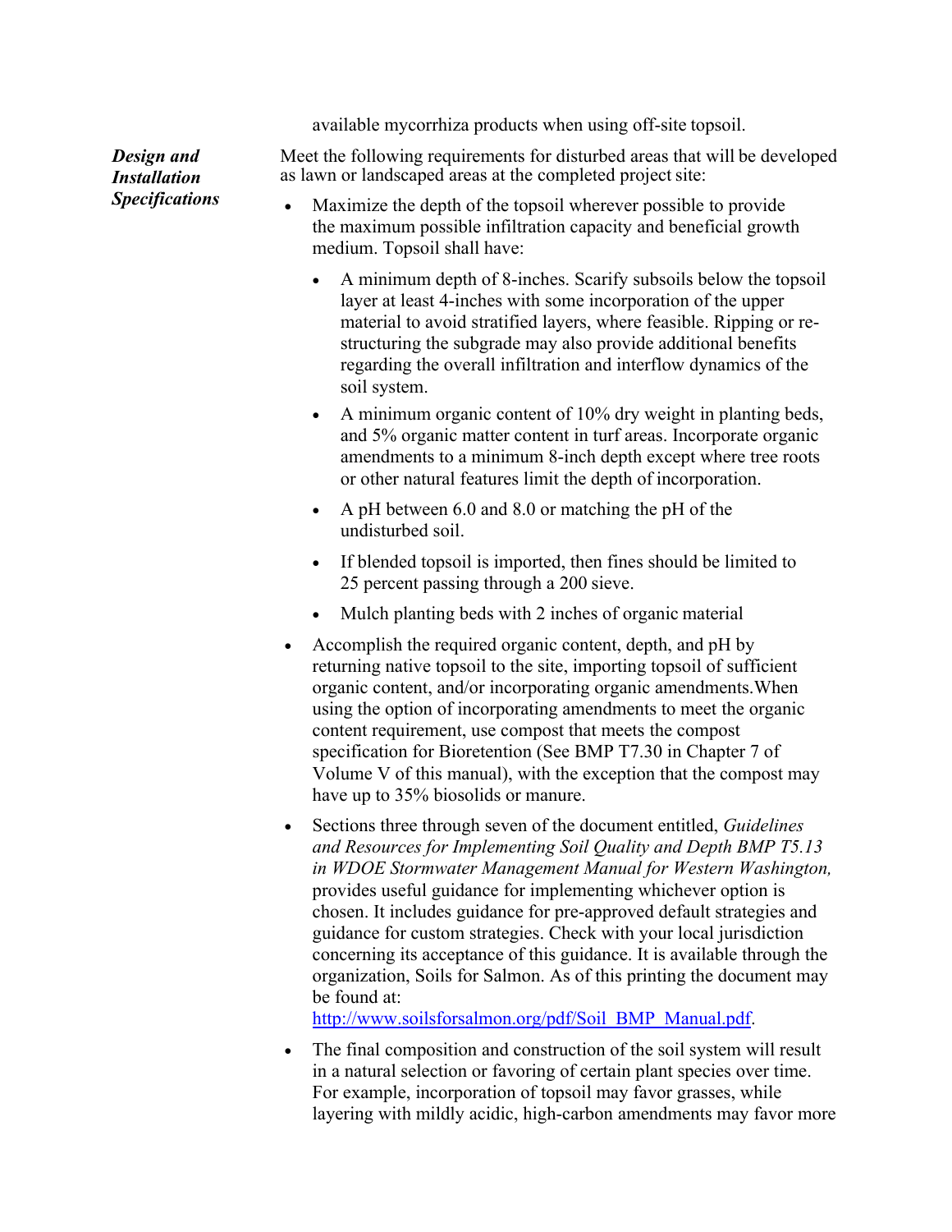available mycorrhiza products when using off-site topsoil.

***Design and Installation Specifications***

Meet the following requirements for disturbed areas that will be developed as lawn or landscaped areas at the completed project site:

- Maximize the depth of the topsoil wherever possible to provide the maximum possible infiltration capacity and beneficial growth medium. Topsoil shall have:
  - A minimum depth of 8-inches. Scarify subsoils below the topsoil layer at least 4-inches with some incorporation of the upper material to avoid stratified layers, where feasible. Ripping or re-structuring the subgrade may also provide additional benefits regarding the overall infiltration and interflow dynamics of the soil system.
  - A minimum organic content of 10% dry weight in planting beds, and 5% organic matter content in turf areas. Incorporate organic amendments to a minimum 8-inch depth except where tree roots or other natural features limit the depth of incorporation.
  - A pH between 6.0 and 8.0 or matching the pH of the undisturbed soil.
  - If blended topsoil is imported, then fines should be limited to 25 percent passing through a 200 sieve.
  - Mulch planting beds with 2 inches of organic material
- Accomplish the required organic content, depth, and pH by returning native topsoil to the site, importing topsoil of sufficient organic content, and/or incorporating organic amendments.When using the option of incorporating amendments to meet the organic content requirement, use compost that meets the compost specification for Bioretention (See BMP T7.30 in Chapter 7 of Volume V of this manual), with the exception that the compost may have up to 35% biosolids or manure.
- Sections three through seven of the document entitled, *Guidelines and Resources for Implementing Soil Quality and Depth BMP T5.13 in WDOE Stormwater Management Manual for Western Washington,* provides useful guidance for implementing whichever option is chosen. It includes guidance for pre-approved default strategies and guidance for custom strategies. Check with your local jurisdiction concerning its acceptance of this guidance. It is available through the organization, Soils for Salmon. As of this printing the document may be found at: http://www.soilsforsalmon.org/pdf/Soil_BMP_Manual.pdf.
- The final composition and construction of the soil system will result in a natural selection or favoring of certain plant species over time. For example, incorporation of topsoil may favor grasses, while layering with mildly acidic, high-carbon amendments may favor more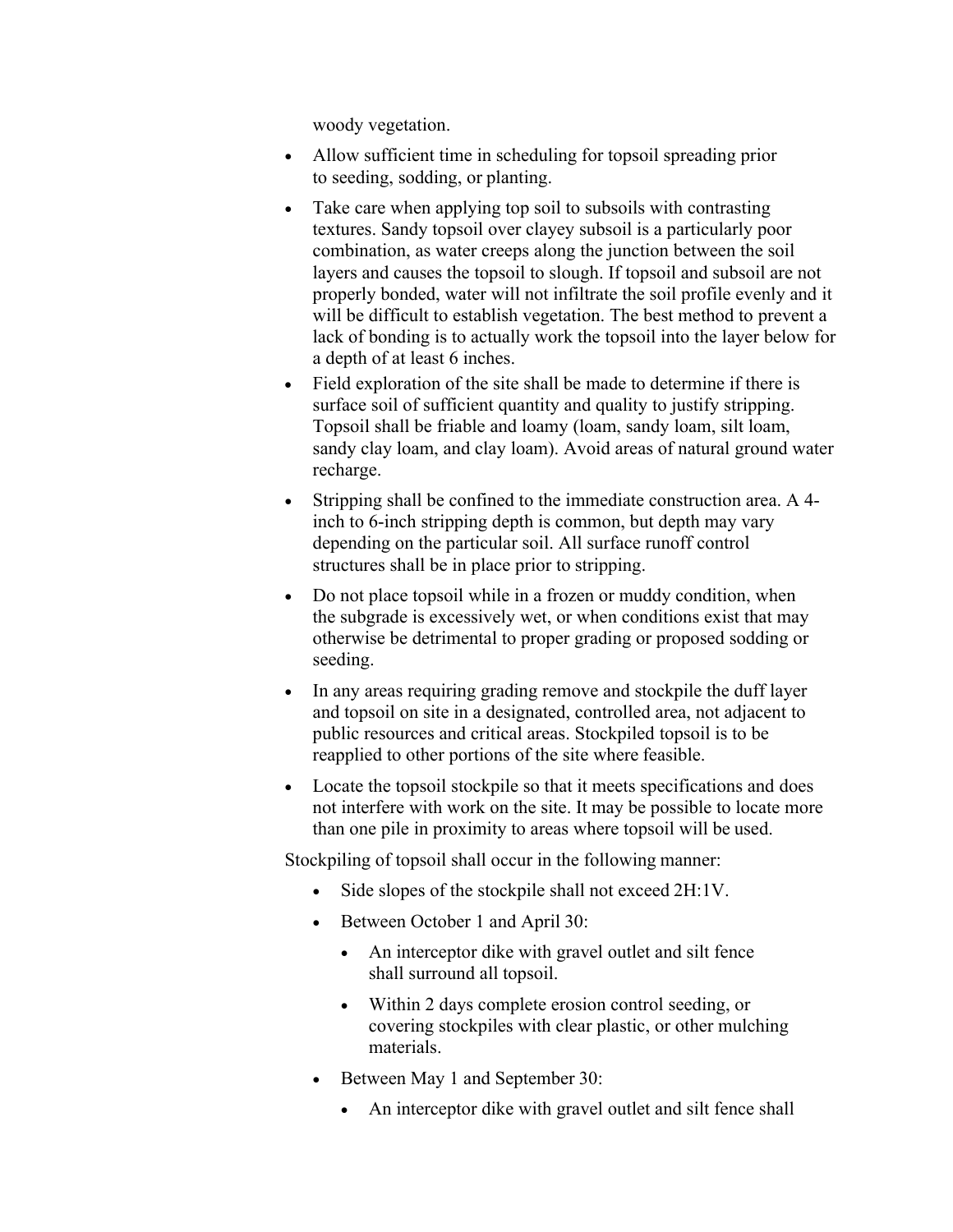woody vegetation.

- Allow sufficient time in scheduling for topsoil spreading prior to seeding, sodding, or planting.
- Take care when applying top soil to subsoils with contrasting textures. Sandy topsoil over clayey subsoil is a particularly poor combination, as water creeps along the junction between the soil layers and causes the topsoil to slough. If topsoil and subsoil are not properly bonded, water will not infiltrate the soil profile evenly and it will be difficult to establish vegetation. The best method to prevent a lack of bonding is to actually work the topsoil into the layer below for a depth of at least 6 inches.
- Field exploration of the site shall be made to determine if there is surface soil of sufficient quantity and quality to justify stripping. Topsoil shall be friable and loamy (loam, sandy loam, silt loam, sandy clay loam, and clay loam). Avoid areas of natural ground water recharge.
- Stripping shall be confined to the immediate construction area. A 4-inch to 6-inch stripping depth is common, but depth may vary depending on the particular soil. All surface runoff control structures shall be in place prior to stripping.
- Do not place topsoil while in a frozen or muddy condition, when the subgrade is excessively wet, or when conditions exist that may otherwise be detrimental to proper grading or proposed sodding or seeding.
- In any areas requiring grading remove and stockpile the duff layer and topsoil on site in a designated, controlled area, not adjacent to public resources and critical areas. Stockpiled topsoil is to be reapplied to other portions of the site where feasible.
- Locate the topsoil stockpile so that it meets specifications and does not interfere with work on the site. It may be possible to locate more than one pile in proximity to areas where topsoil will be used.

Stockpiling of topsoil shall occur in the following manner:

- Side slopes of the stockpile shall not exceed 2H:1V.
- Between October 1 and April 30:
  - An interceptor dike with gravel outlet and silt fence shall surround all topsoil.
  - Within 2 days complete erosion control seeding, or covering stockpiles with clear plastic, or other mulching materials.
- Between May 1 and September 30:
  - An interceptor dike with gravel outlet and silt fence shall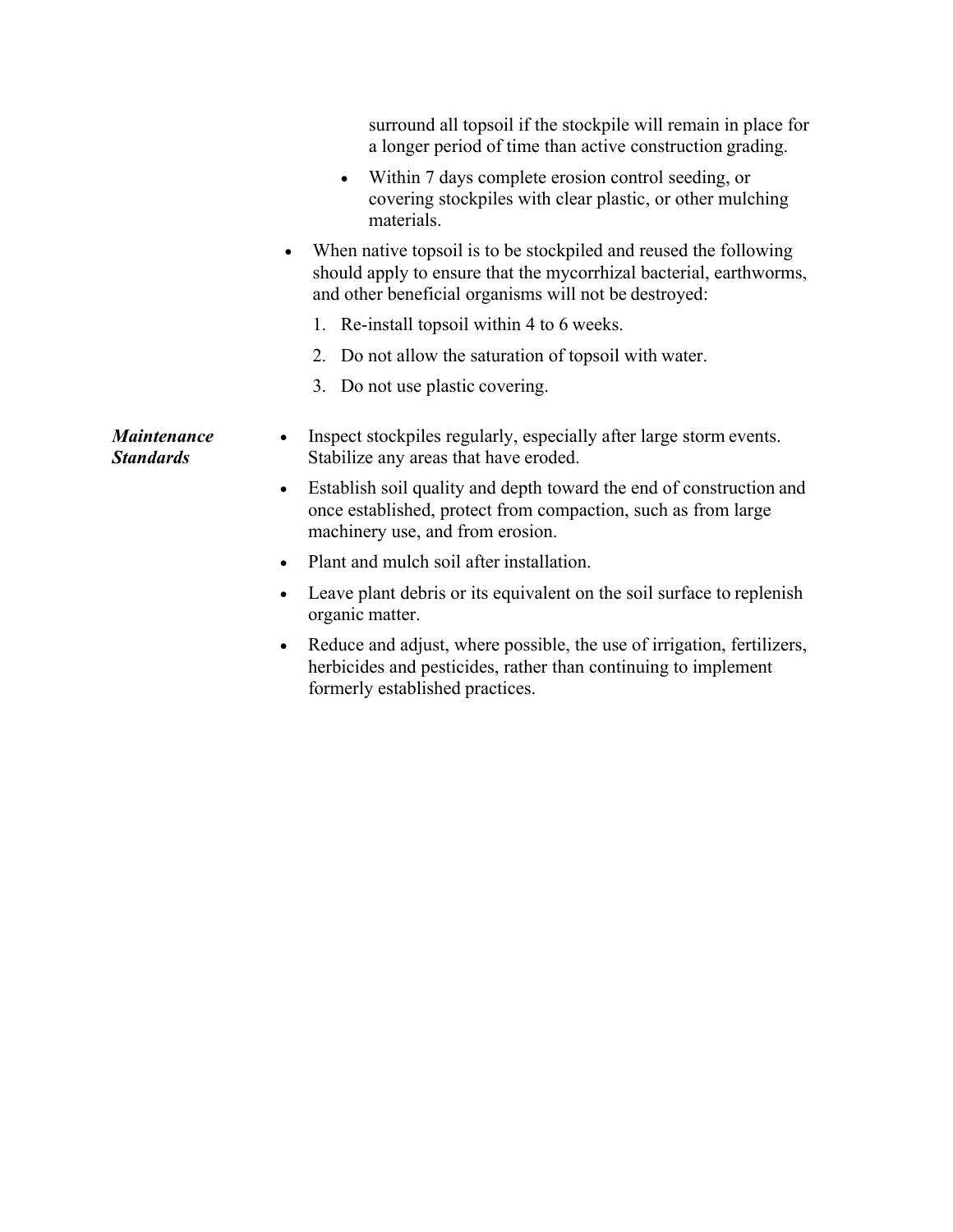surround all topsoil if the stockpile will remain in place for a longer period of time than active construction grading.

- Within 7 days complete erosion control seeding, or covering stockpiles with clear plastic, or other mulching materials.

- When native topsoil is to be stockpiled and reused the following should apply to ensure that the mycorrhizal bacterial, earthworms, and other beneficial organisms will not be destroyed:
  1. Re-install topsoil within 4 to 6 weeks.
  2. Do not allow the saturation of topsoil with water.
  3. Do not use plastic covering.

***Maintenance Standards***

- Inspect stockpiles regularly, especially after large storm events. Stabilize any areas that have eroded.
- Establish soil quality and depth toward the end of construction and once established, protect from compaction, such as from large machinery use, and from erosion.
- Plant and mulch soil after installation.
- Leave plant debris or its equivalent on the soil surface to replenish organic matter.
- Reduce and adjust, where possible, the use of irrigation, fertilizers, herbicides and pesticides, rather than continuing to implement formerly established practices.